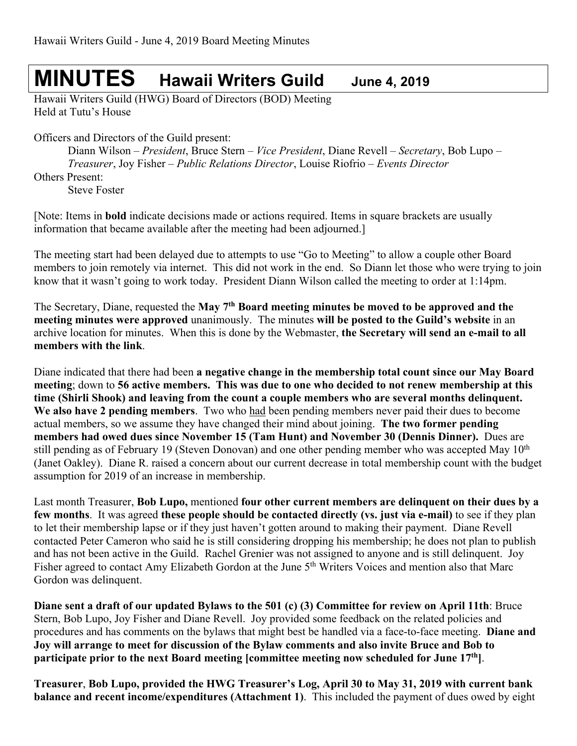# MINUTES Hawaii Writers Guild June 4, 2019

Hawaii Writers Guild (HWG) Board of Directors (BOD) Meeting
Held at Tutu's House

Officers and Directors of the Guild present:

Diann Wilson – *President*, Bruce Stern – *Vice President*, Diane Revell – *Secretary*, Bob Lupo – *Treasurer*, Joy Fisher – *Public Relations Director*, Louise Riofrio – *Events Director*

Others Present:

Steve Foster

[Note: Items in **bold** indicate decisions made or actions required. Items in square brackets are usually information that became available after the meeting had been adjourned.]

The meeting start had been delayed due to attempts to use "Go to Meeting" to allow a couple other Board members to join remotely via internet. This did not work in the end. So Diann let those who were trying to join know that it wasn't going to work today. President Diann Wilson called the meeting to order at 1:14pm.

The Secretary, Diane, requested the **May 7th Board meeting minutes be moved to be approved and the meeting minutes were approved** unanimously. The minutes **will be posted to the Guild's website** in an archive location for minutes. When this is done by the Webmaster, **the Secretary will send an e-mail to all members with the link**.

Diane indicated that there had been **a negative change in the membership total count since our May Board meeting**; down to **56 active members. This was due to one who decided to not renew membership at this time (Shirli Shook) and leaving from the count a couple members who are several months delinquent. We also have 2 pending members**. Two who had been pending members never paid their dues to become actual members, so we assume they have changed their mind about joining. **The two former pending members had owed dues since November 15 (Tam Hunt) and November 30 (Dennis Dinner).** Dues are still pending as of February 19 (Steven Donovan) and one other pending member who was accepted May 10th (Janet Oakley). Diane R. raised a concern about our current decrease in total membership count with the budget assumption for 2019 of an increase in membership.

Last month Treasurer, **Bob Lupo,** mentioned **four other current members are delinquent on their dues by a few months**. It was agreed **these people should be contacted directly (vs. just via e-mail)** to see if they plan to let their membership lapse or if they just haven't gotten around to making their payment. Diane Revell contacted Peter Cameron who said he is still considering dropping his membership; he does not plan to publish and has not been active in the Guild. Rachel Grenier was not assigned to anyone and is still delinquent. Joy Fisher agreed to contact Amy Elizabeth Gordon at the June 5th Writers Voices and mention also that Marc Gordon was delinquent.

**Diane sent a draft of our updated Bylaws to the 501 (c) (3) Committee for review on April 11th**: Bruce Stern, Bob Lupo, Joy Fisher and Diane Revell. Joy provided some feedback on the related policies and procedures and has comments on the bylaws that might best be handled via a face-to-face meeting. **Diane and Joy will arrange to meet for discussion of the Bylaw comments and also invite Bruce and Bob to participate prior to the next Board meeting [committee meeting now scheduled for June 17th]**.

**Treasurer**, **Bob Lupo, provided the HWG Treasurer's Log, April 30 to May 31, 2019 with current bank balance and recent income/expenditures (Attachment 1)**. This included the payment of dues owed by eight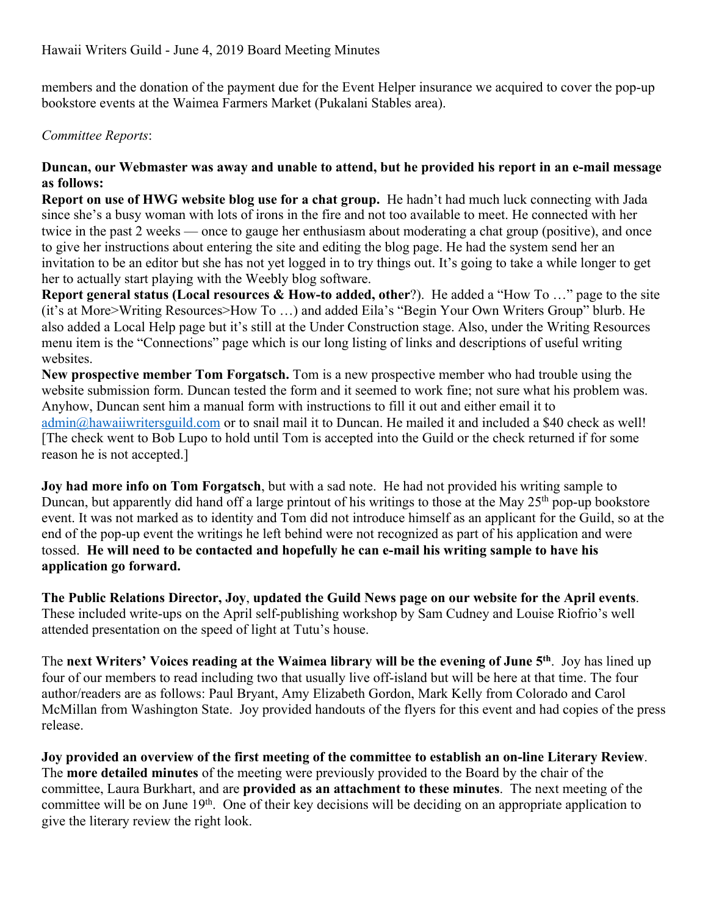members and the donation of the payment due for the Event Helper insurance we acquired to cover the pop-up bookstore events at the Waimea Farmers Market (Pukalani Stables area).

*Committee Reports*:

**Duncan, our Webmaster was away and unable to attend, but he provided his report in an e-mail message as follows:**

**Report on use of HWG website blog use for a chat group.** He hadn't had much luck connecting with Jada since she's a busy woman with lots of irons in the fire and not too available to meet. He connected with her twice in the past 2 weeks — once to gauge her enthusiasm about moderating a chat group (positive), and once to give her instructions about entering the site and editing the blog page. He had the system send her an invitation to be an editor but she has not yet logged in to try things out. It's going to take a while longer to get her to actually start playing with the Weebly blog software.

**Report general status (Local resources & How-to added, other**?). He added a "How To …" page to the site (it's at More>Writing Resources>How To …) and added Eila's "Begin Your Own Writers Group" blurb. He also added a Local Help page but it's still at the Under Construction stage. Also, under the Writing Resources menu item is the "Connections" page which is our long listing of links and descriptions of useful writing websites.

**New prospective member Tom Forgatsch.** Tom is a new prospective member who had trouble using the website submission form. Duncan tested the form and it seemed to work fine; not sure what his problem was. Anyhow, Duncan sent him a manual form with instructions to fill it out and either email it to admin@hawaiiwritersguild.com or to snail mail it to Duncan. He mailed it and included a $40 check as well! [The check went to Bob Lupo to hold until Tom is accepted into the Guild or the check returned if for some reason he is not accepted.]

**Joy had more info on Tom Forgatsch**, but with a sad note. He had not provided his writing sample to Duncan, but apparently did hand off a large printout of his writings to those at the May 25th pop-up bookstore event. It was not marked as to identity and Tom did not introduce himself as an applicant for the Guild, so at the end of the pop-up event the writings he left behind were not recognized as part of his application and were tossed. **He will need to be contacted and hopefully he can e-mail his writing sample to have his application go forward.**

**The Public Relations Director, Joy**, **updated the Guild News page on our website for the April events**. These included write-ups on the April self-publishing workshop by Sam Cudney and Louise Riofrio's well attended presentation on the speed of light at Tutu's house.

The **next Writers' Voices reading at the Waimea library will be the evening of June 5th**. Joy has lined up four of our members to read including two that usually live off-island but will be here at that time. The four author/readers are as follows: Paul Bryant, Amy Elizabeth Gordon, Mark Kelly from Colorado and Carol McMillan from Washington State. Joy provided handouts of the flyers for this event and had copies of the press release.

**Joy provided an overview of the first meeting of the committee to establish an on-line Literary Review**. The **more detailed minutes** of the meeting were previously provided to the Board by the chair of the committee, Laura Burkhart, and are **provided as an attachment to these minutes**. The next meeting of the committee will be on June 19th. One of their key decisions will be deciding on an appropriate application to give the literary review the right look.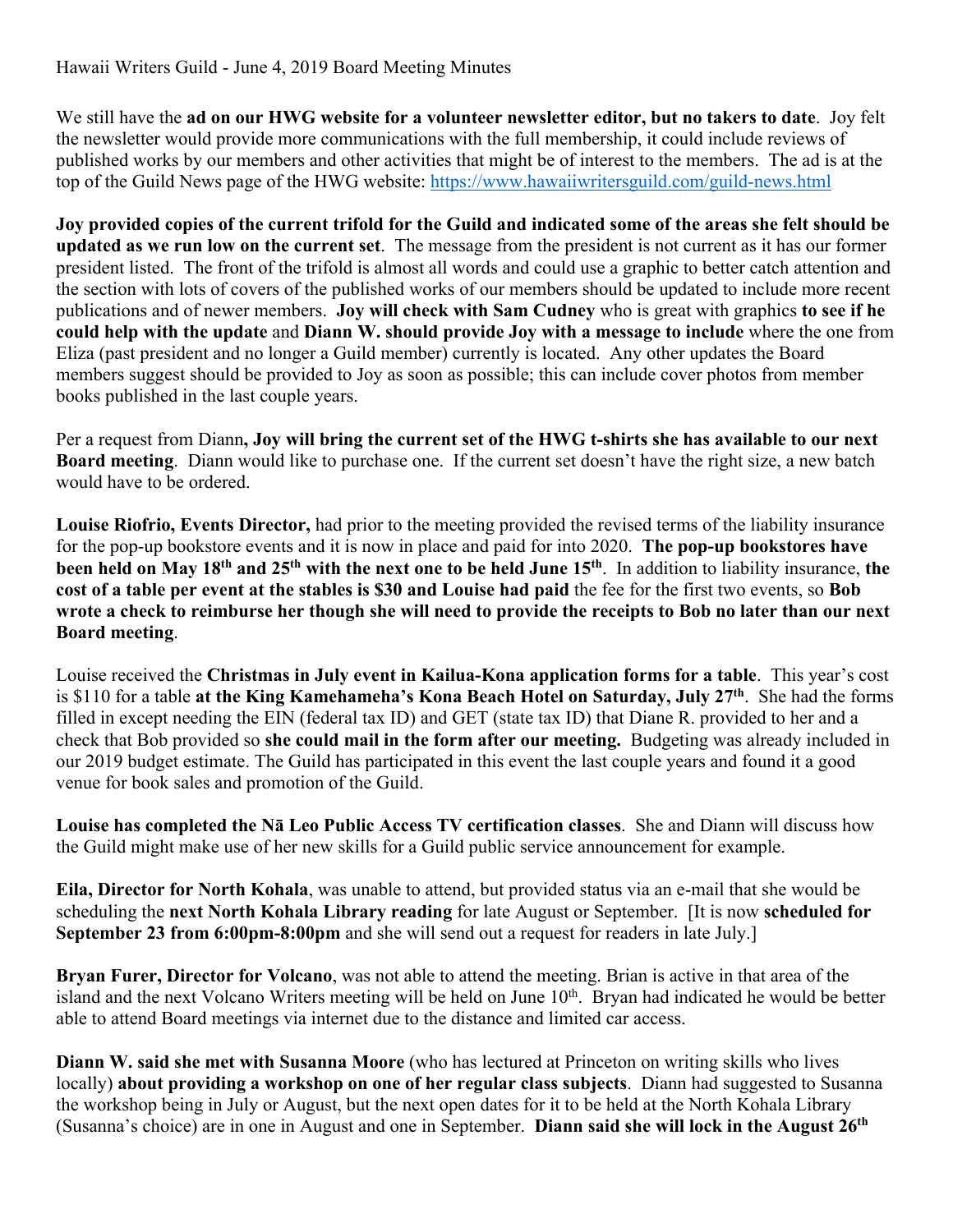Hawaii Writers Guild - June 4, 2019 Board Meeting Minutes

We still have the **ad on our HWG website for a volunteer newsletter editor, but no takers to date**. Joy felt the newsletter would provide more communications with the full membership, it could include reviews of published works by our members and other activities that might be of interest to the members. The ad is at the top of the Guild News page of the HWG website: https://www.hawaiiwritersguild.com/guild-news.html

**Joy provided copies of the current trifold for the Guild and indicated some of the areas she felt should be updated as we run low on the current set**. The message from the president is not current as it has our former president listed. The front of the trifold is almost all words and could use a graphic to better catch attention and the section with lots of covers of the published works of our members should be updated to include more recent publications and of newer members. **Joy will check with Sam Cudney** who is great with graphics **to see if he could help with the update** and **Diann W. should provide Joy with a message to include** where the one from Eliza (past president and no longer a Guild member) currently is located. Any other updates the Board members suggest should be provided to Joy as soon as possible; this can include cover photos from member books published in the last couple years.

Per a request from Diann**, Joy will bring the current set of the HWG t-shirts she has available to our next Board meeting**. Diann would like to purchase one. If the current set doesn't have the right size, a new batch would have to be ordered.

**Louise Riofrio, Events Director,** had prior to the meeting provided the revised terms of the liability insurance for the pop-up bookstore events and it is now in place and paid for into 2020. **The pop-up bookstores have been held on May 18th and 25th with the next one to be held June 15th**. In addition to liability insurance, **the cost of a table per event at the stables is $30 and Louise had paid** the fee for the first two events, so **Bob wrote a check to reimburse her though she will need to provide the receipts to Bob no later than our next Board meeting**.

Louise received the **Christmas in July event in Kailua-Kona application forms for a table**. This year's cost is $110 for a table **at the King Kamehameha's Kona Beach Hotel on Saturday, July 27th**. She had the forms filled in except needing the EIN (federal tax ID) and GET (state tax ID) that Diane R. provided to her and a check that Bob provided so **she could mail in the form after our meeting.** Budgeting was already included in our 2019 budget estimate. The Guild has participated in this event the last couple years and found it a good venue for book sales and promotion of the Guild.

**Louise has completed the Nā Leo Public Access TV certification classes**. She and Diann will discuss how the Guild might make use of her new skills for a Guild public service announcement for example.

**Eila, Director for North Kohala**, was unable to attend, but provided status via an e-mail that she would be scheduling the **next North Kohala Library reading** for late August or September. [It is now **scheduled for September 23 from 6:00pm-8:00pm** and she will send out a request for readers in late July.]

**Bryan Furer, Director for Volcano**, was not able to attend the meeting. Brian is active in that area of the island and the next Volcano Writers meeting will be held on June 10th. Bryan had indicated he would be better able to attend Board meetings via internet due to the distance and limited car access.

**Diann W. said she met with Susanna Moore** (who has lectured at Princeton on writing skills who lives locally) **about providing a workshop on one of her regular class subjects**. Diann had suggested to Susanna the workshop being in July or August, but the next open dates for it to be held at the North Kohala Library (Susanna's choice) are in one in August and one in September. **Diann said she will lock in the August 26th**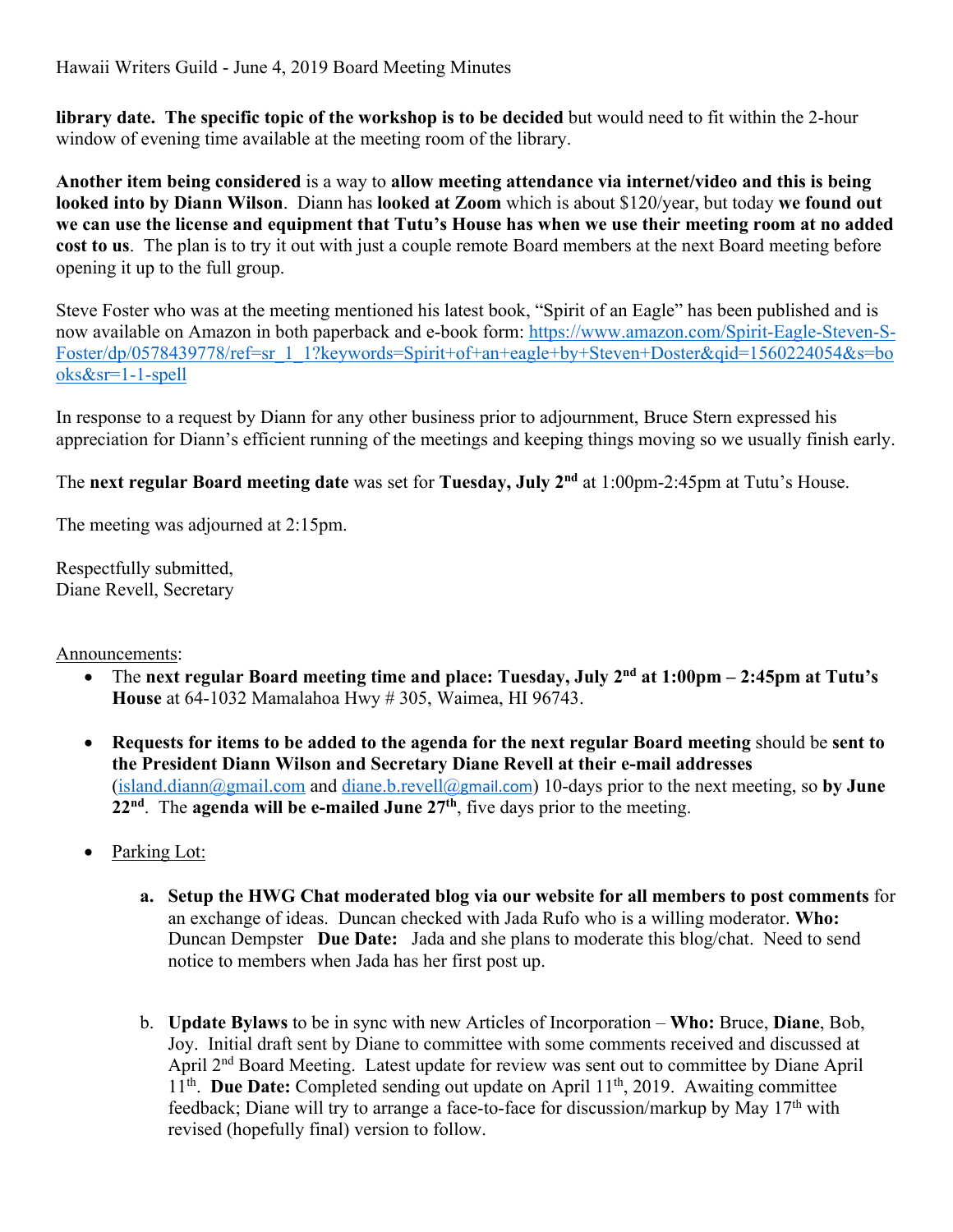**library date. The specific topic of the workshop is to be decided** but would need to fit within the 2-hour window of evening time available at the meeting room of the library.

**Another item being considered** is a way to **allow meeting attendance via internet/video and this is being looked into by Diann Wilson**. Diann has **looked at Zoom** which is about $120/year, but today **we found out we can use the license and equipment that Tutu's House has when we use their meeting room at no added cost to us**. The plan is to try it out with just a couple remote Board members at the next Board meeting before opening it up to the full group.

Steve Foster who was at the meeting mentioned his latest book, "Spirit of an Eagle" has been published and is now available on Amazon in both paperback and e-book form: https://www.amazon.com/Spirit-Eagle-Steven-S-Foster/dp/0578439778/ref=sr_1_1?keywords=Spirit+of+an+eagle+by+Steven+Doster&qid=1560224054&s=books&sr=1-1-spell

In response to a request by Diann for any other business prior to adjournment, Bruce Stern expressed his appreciation for Diann's efficient running of the meetings and keeping things moving so we usually finish early.

The **next regular Board meeting date** was set for **Tuesday, July 2nd** at 1:00pm-2:45pm at Tutu's House.

The meeting was adjourned at 2:15pm.

Respectfully submitted,
Diane Revell, Secretary

Announcements:

- The **next regular Board meeting time and place: Tuesday, July 2nd at 1:00pm – 2:45pm at Tutu's House** at 64-1032 Mamalahoa Hwy # 305, Waimea, HI 96743.

- **Requests for items to be added to the agenda for the next regular Board meeting** should be **sent to the President Diann Wilson and Secretary Diane Revell at their e-mail addresses** (island.diann@gmail.com and diane.b.revell@gmail.com) 10-days prior to the next meeting, so **by June 22nd**. The **agenda will be e-mailed June 27th**, five days prior to the meeting.

- Parking Lot:

  a. **Setup the HWG Chat moderated blog via our website for all members to post comments** for an exchange of ideas. Duncan checked with Jada Rufo who is a willing moderator. **Who:** Duncan Dempster **Due Date:** Jada and she plans to moderate this blog/chat. Need to send notice to members when Jada has her first post up.

  b. **Update Bylaws** to be in sync with new Articles of Incorporation – **Who:** Bruce, **Diane**, Bob, Joy. Initial draft sent by Diane to committee with some comments received and discussed at April 2nd Board Meeting. Latest update for review was sent out to committee by Diane April 11th. **Due Date:** Completed sending out update on April 11th, 2019. Awaiting committee feedback; Diane will try to arrange a face-to-face for discussion/markup by May 17th with revised (hopefully final) version to follow.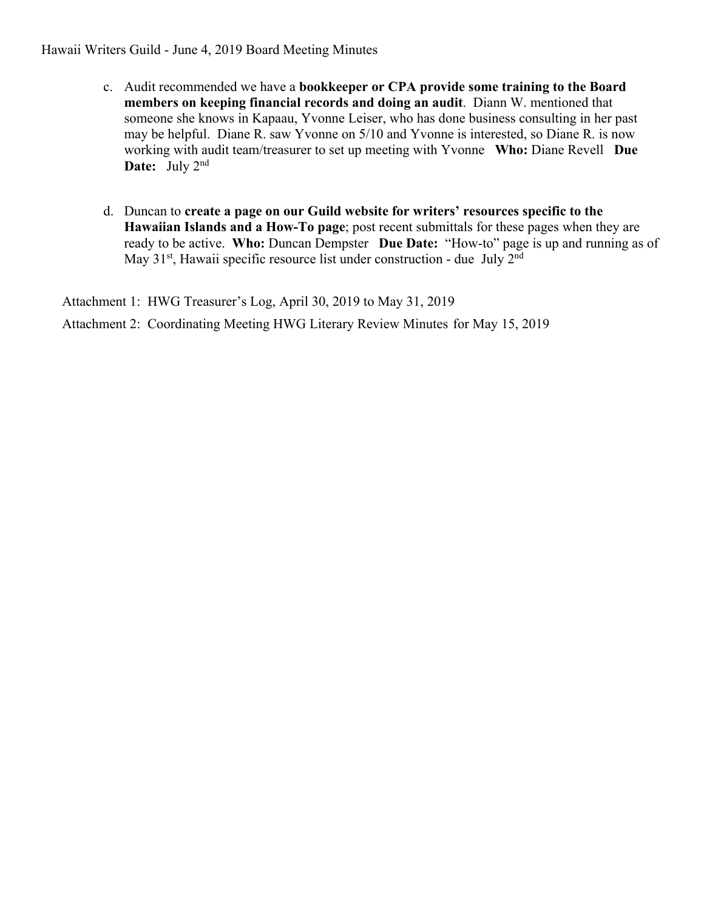c. Audit recommended we have a **bookkeeper or CPA provide some training to the Board members on keeping financial records and doing an audit**. Diann W. mentioned that someone she knows in Kapaau, Yvonne Leiser, who has done business consulting in her past may be helpful. Diane R. saw Yvonne on 5/10 and Yvonne is interested, so Diane R. is now working with audit team/treasurer to set up meeting with Yvonne **Who:** Diane Revell **Due Date:** July 2nd

d. Duncan to **create a page on our Guild website for writers' resources specific to the Hawaiian Islands and a How-To page**; post recent submittals for these pages when they are ready to be active. **Who:** Duncan Dempster **Due Date:** "How-to" page is up and running as of May 31st, Hawaii specific resource list under construction - due July 2nd

Attachment 1: HWG Treasurer's Log, April 30, 2019 to May 31, 2019

Attachment 2: Coordinating Meeting HWG Literary Review Minutes for May 15, 2019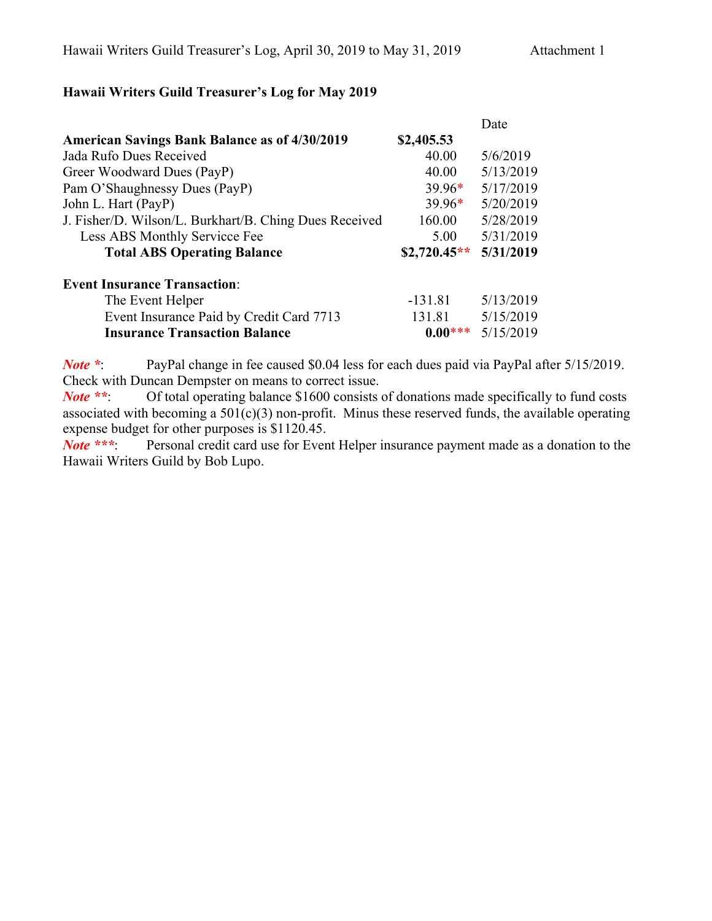Hawaii Writers Guild Treasurer's Log, April 30, 2019 to May 31, 2019 Attachment 1

**Hawaii Writers Guild Treasurer's Log for May 2019**

| | | Date |
|---|---|---|
| **American Savings Bank Balance as of 4/30/2019** | **$2,405.53** | |
| Jada Rufo Dues Received | 40.00 | 5/6/2019 |
| Greer Woodward Dues (PayP) | 40.00 | 5/13/2019 |
| Pam O'Shaughnessy Dues (PayP) | 39.96* | 5/17/2019 |
| John L. Hart (PayP) | 39.96* | 5/20/2019 |
| J. Fisher/D. Wilson/L. Burkhart/B. Ching Dues Received | 160.00 | 5/28/2019 |
| Less ABS Monthly Servicce Fee | 5.00 | 5/31/2019 |
| **Total ABS Operating Balance** | **$2,720.45**** | **5/31/2019** |
| | | |
| **Event Insurance Transaction**: | | |
| The Event Helper | -131.81 | 5/13/2019 |
| Event Insurance Paid by Credit Card 7713 | 131.81 | 5/15/2019 |
| **Insurance Transaction Balance** | **0.00***** | 5/15/2019 |

***Note \****: PayPal change in fee caused $0.04 less for each dues paid via PayPal after 5/15/2019. Check with Duncan Dempster on means to correct issue.

***Note \*\****: Of total operating balance $1600 consists of donations made specifically to fund costs associated with becoming a 501(c)(3) non-profit. Minus these reserved funds, the available operating expense budget for other purposes is $1120.45.

***Note \*\*\****: Personal credit card use for Event Helper insurance payment made as a donation to the Hawaii Writers Guild by Bob Lupo.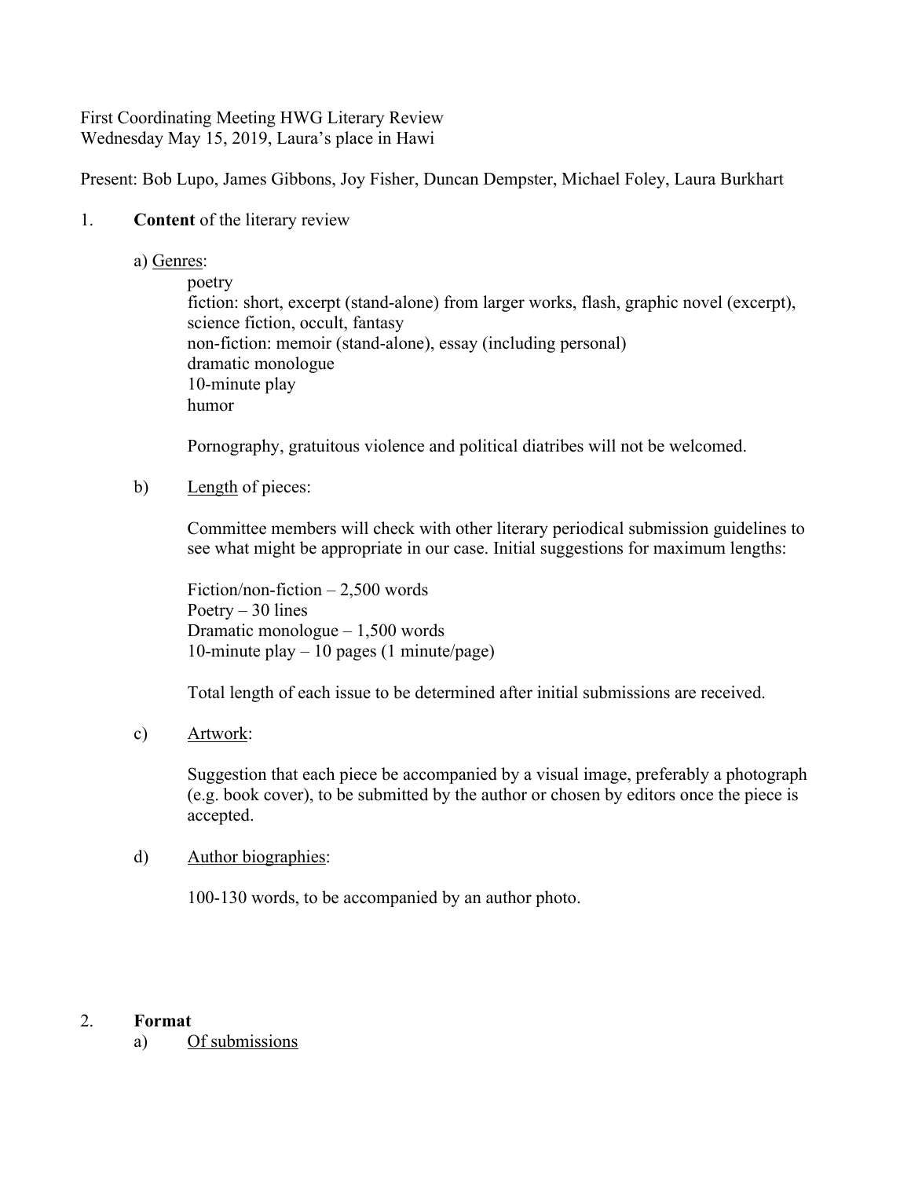First Coordinating Meeting HWG Literary Review
Wednesday May 15, 2019, Laura's place in Hawi

Present: Bob Lupo, James Gibbons, Joy Fisher, Duncan Dempster, Michael Foley, Laura Burkhart

1. **Content** of the literary review

   a) Genres:

   poetry
   fiction: short, excerpt (stand-alone) from larger works, flash, graphic novel (excerpt), science fiction, occult, fantasy
   non-fiction: memoir (stand-alone), essay (including personal)
   dramatic monologue
   10-minute play
   humor

   Pornography, gratuitous violence and political diatribes will not be welcomed.

   b) Length of pieces:

   Committee members will check with other literary periodical submission guidelines to see what might be appropriate in our case. Initial suggestions for maximum lengths:

   Fiction/non-fiction – 2,500 words
   Poetry – 30 lines
   Dramatic monologue – 1,500 words
   10-minute play – 10 pages (1 minute/page)

   Total length of each issue to be determined after initial submissions are received.

   c) Artwork:

   Suggestion that each piece be accompanied by a visual image, preferably a photograph (e.g. book cover), to be submitted by the author or chosen by editors once the piece is accepted.

   d) Author biographies:

   100-130 words, to be accompanied by an author photo.

2. **Format**

   a) Of submissions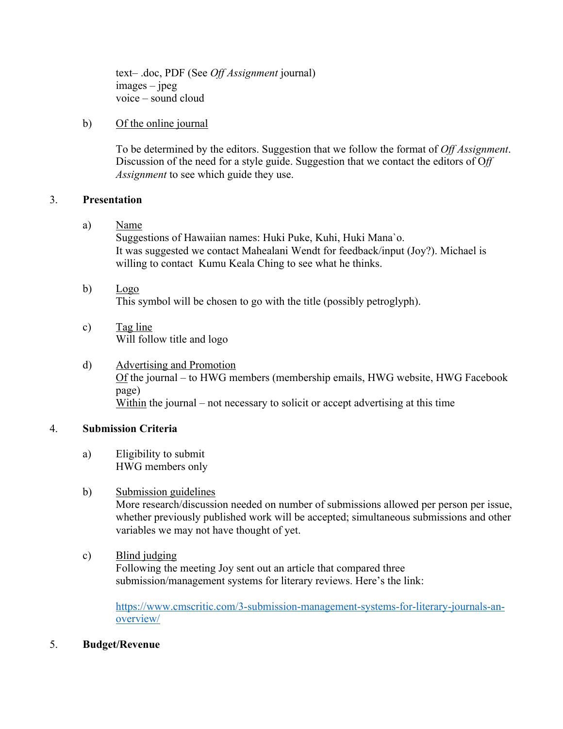text– .doc, PDF (See *Off Assignment* journal)
images – jpeg
voice – sound cloud

b) Of the online journal

To be determined by the editors. Suggestion that we follow the format of *Off Assignment*. Discussion of the need for a style guide. Suggestion that we contact the editors of O*ff Assignment* to see which guide they use.

3. **Presentation**

a) Name
Suggestions of Hawaiian names: Huki Puke, Kuhi, Huki Mana`o.
It was suggested we contact Mahealani Wendt for feedback/input (Joy?). Michael is willing to contact Kumu Keala Ching to see what he thinks.

b) Logo
This symbol will be chosen to go with the title (possibly petroglyph).

c) Tag line
Will follow title and logo

d) Advertising and Promotion
Of the journal – to HWG members (membership emails, HWG website, HWG Facebook page)
Within the journal – not necessary to solicit or accept advertising at this time

4. **Submission Criteria**

a) Eligibility to submit
HWG members only

b) Submission guidelines
More research/discussion needed on number of submissions allowed per person per issue, whether previously published work will be accepted; simultaneous submissions and other variables we may not have thought of yet.

c) Blind judging
Following the meeting Joy sent out an article that compared three submission/management systems for literary reviews. Here's the link:

https://www.cmscritic.com/3-submission-management-systems-for-literary-journals-an-overview/

5. **Budget/Revenue**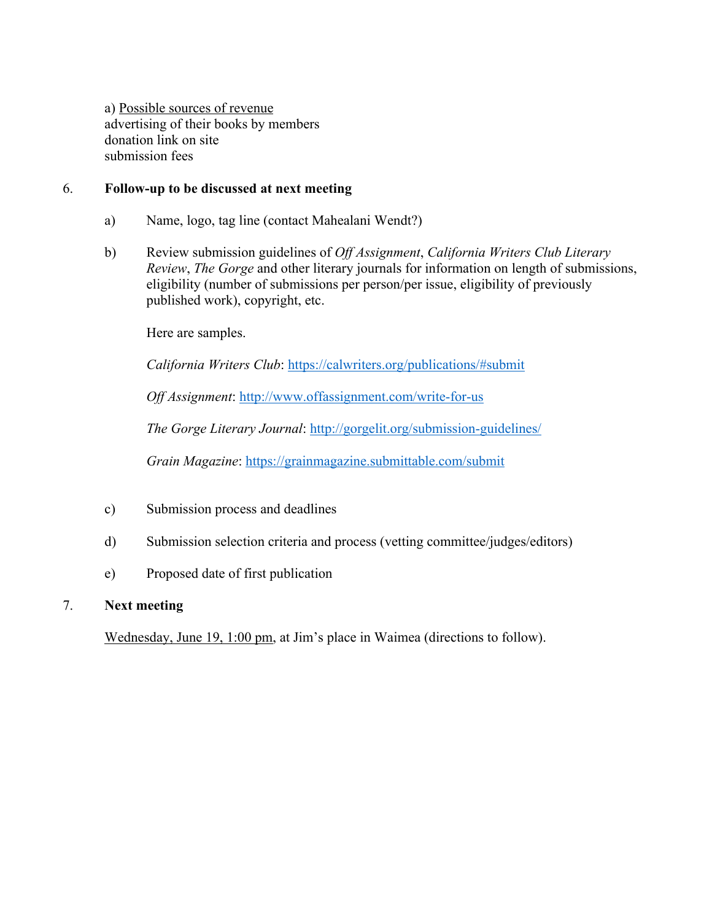a) <u>Possible sources of revenue</u>
advertising of their books by members
donation link on site
submission fees

6. **Follow-up to be discussed at next meeting**

   a) Name, logo, tag line (contact Mahealani Wendt?)

   b) Review submission guidelines of *Off Assignment*, *California Writers Club Literary Review*, *The Gorge* and other literary journals for information on length of submissions, eligibility (number of submissions per person/per issue, eligibility of previously published work), copyright, etc.

   Here are samples.

   *California Writers Club*: [https://calwriters.org/publications/#submit](https://calwriters.org/publications/#submit)

   *Off Assignment*: [http://www.offassignment.com/write-for-us](http://www.offassignment.com/write-for-us)

   *The Gorge Literary Journal*: [http://gorgelit.org/submission-guidelines/](http://gorgelit.org/submission-guidelines/)

   *Grain Magazine*: [https://grainmagazine.submittable.com/submit](https://grainmagazine.submittable.com/submit)

   c) Submission process and deadlines

   d) Submission selection criteria and process (vetting committee/judges/editors)

   e) Proposed date of first publication

7. **Next meeting**

   <u>Wednesday, June 19, 1:00 pm</u>, at Jim's place in Waimea (directions to follow).